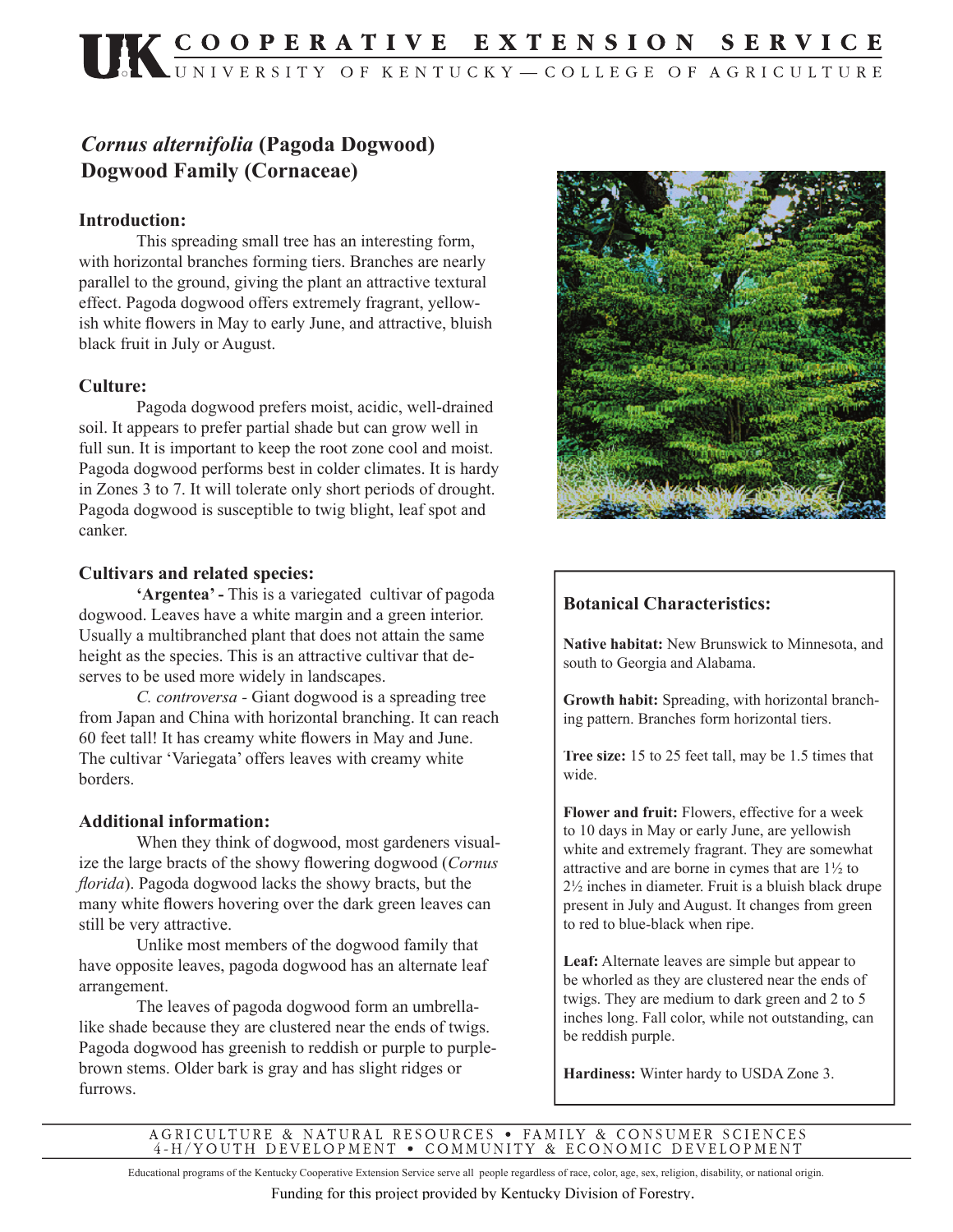# Cornus alternifolia (Pagoda Dogwood)
## Dogwood Family (Cornaceae)

### Introduction:

This spreading small tree has an interesting form, with horizontal branches forming tiers. Branches are nearly parallel to the ground, giving the plant an attractive textural effect. Pagoda dogwood offers extremely fragrant, yellowish white flowers in May to early June, and attractive, bluish black fruit in July or August.

### Culture:

Pagoda dogwood prefers moist, acidic, well-drained soil. It appears to prefer partial shade but can grow well in full sun. It is important to keep the root zone cool and moist. Pagoda dogwood performs best in colder climates. It is hardy in Zones 3 to 7. It will tolerate only short periods of drought. Pagoda dogwood is susceptible to twig blight, leaf spot and canker.

### Cultivars and related species:

**'Argentea' -** This is a variegated cultivar of pagoda dogwood. Leaves have a white margin and a green interior. Usually a multibranched plant that does not attain the same height as the species. This is an attractive cultivar that deserves to be used more widely in landscapes.

*C. controversa* - Giant dogwood is a spreading tree from Japan and China with horizontal branching. It can reach 60 feet tall! It has creamy white flowers in May and June. The cultivar 'Variegata' offers leaves with creamy white borders.

### Additional information:

When they think of dogwood, most gardeners visualize the large bracts of the showy flowering dogwood (*Cornus florida*). Pagoda dogwood lacks the showy bracts, but the many white flowers hovering over the dark green leaves can still be very attractive.

Unlike most members of the dogwood family that have opposite leaves, pagoda dogwood has an alternate leaf arrangement.

The leaves of pagoda dogwood form an umbrella-like shade because they are clustered near the ends of twigs. Pagoda dogwood has greenish to reddish or purple to purple-brown stems. Older bark is gray and has slight ridges or furrows.

### Botanical Characteristics:

**Native habitat:** New Brunswick to Minnesota, and south to Georgia and Alabama.

**Growth habit:** Spreading, with horizontal branching pattern. Branches form horizontal tiers.

**Tree size:** 15 to 25 feet tall, may be 1.5 times that wide.

**Flower and fruit:** Flowers, effective for a week to 10 days in May or early June, are yellowish white and extremely fragrant. They are somewhat attractive and are borne in cymes that are 1½ to 2½ inches in diameter. Fruit is a bluish black drupe present in July and August. It changes from green to red to blue-black when ripe.

**Leaf:** Alternate leaves are simple but appear to be whorled as they are clustered near the ends of twigs. They are medium to dark green and 2 to 5 inches long. Fall color, while not outstanding, can be reddish purple.

**Hardiness:** Winter hardy to USDA Zone 3.

Educational programs of the Kentucky Cooperative Extension Service serve all people regardless of race, color, age, sex, religion, disability, or national origin.

Funding for this project provided by Kentucky Division of Forestry.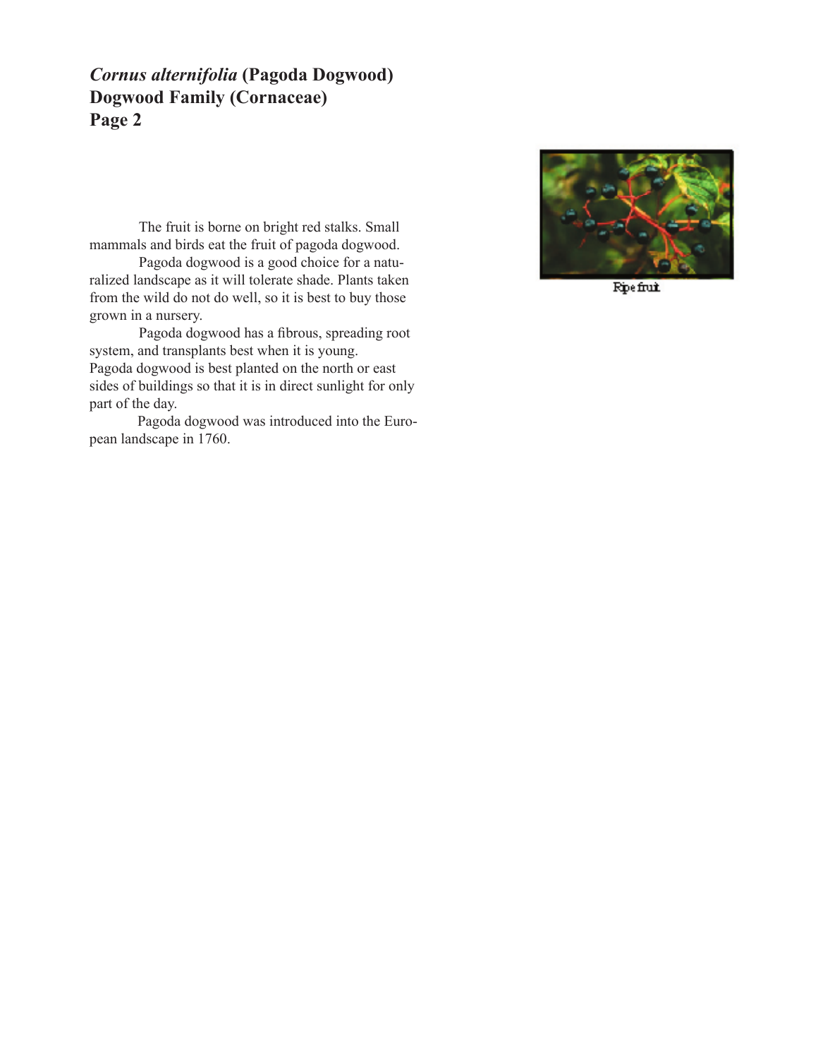The fruit is borne on bright red stalks. Small mammals and birds eat the fruit of pagoda dogwood.

Pagoda dogwood is a good choice for a naturalized landscape as it will tolerate shade. Plants taken from the wild do not do well, so it is best to buy those grown in a nursery.

Pagoda dogwood has a fibrous, spreading root system, and transplants best when it is young. Pagoda dogwood is best planted on the north or east sides of buildings so that it is in direct sunlight for only part of the day.

Pagoda dogwood was introduced into the European landscape in 1760.

Ripe fruit